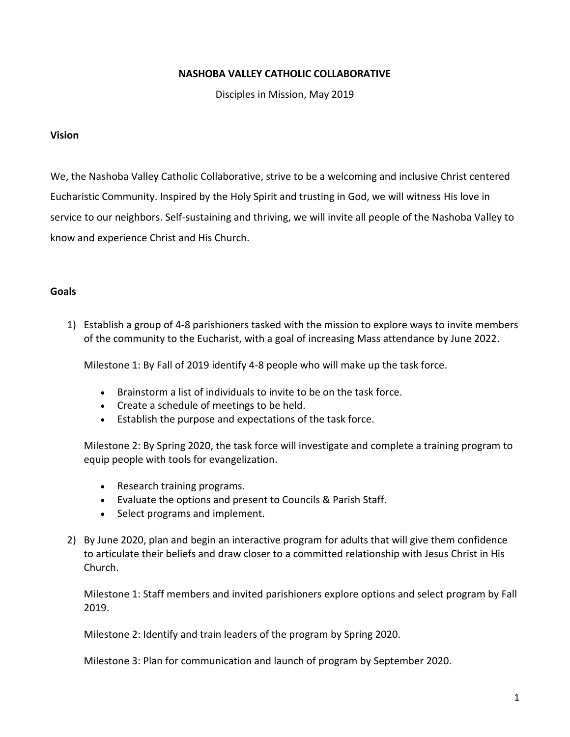# NASHOBA VALLEY CATHOLIC COLLABORATIVE

Disciples in Mission, May 2019

## Vision

We, the Nashoba Valley Catholic Collaborative, strive to be a welcoming and inclusive Christ centered Eucharistic Community. Inspired by the Holy Spirit and trusting in God, we will witness His love in service to our neighbors. Self-sustaining and thriving, we will invite all people of the Nashoba Valley to know and experience Christ and His Church.

## Goals

1) Establish a group of 4-8 parishioners tasked with the mission to explore ways to invite members of the community to the Eucharist, with a goal of increasing Mass attendance by June 2022.

   Milestone 1: By Fall of 2019 identify 4-8 people who will make up the task force.

   - Brainstorm a list of individuals to invite to be on the task force.
   - Create a schedule of meetings to be held.
   - Establish the purpose and expectations of the task force.

   Milestone 2: By Spring 2020, the task force will investigate and complete a training program to equip people with tools for evangelization.

   - Research training programs.
   - Evaluate the options and present to Councils & Parish Staff.
   - Select programs and implement.

2) By June 2020, plan and begin an interactive program for adults that will give them confidence to articulate their beliefs and draw closer to a committed relationship with Jesus Christ in His Church.

   Milestone 1: Staff members and invited parishioners explore options and select program by Fall 2019.

   Milestone 2: Identify and train leaders of the program by Spring 2020.

   Milestone 3: Plan for communication and launch of program by September 2020.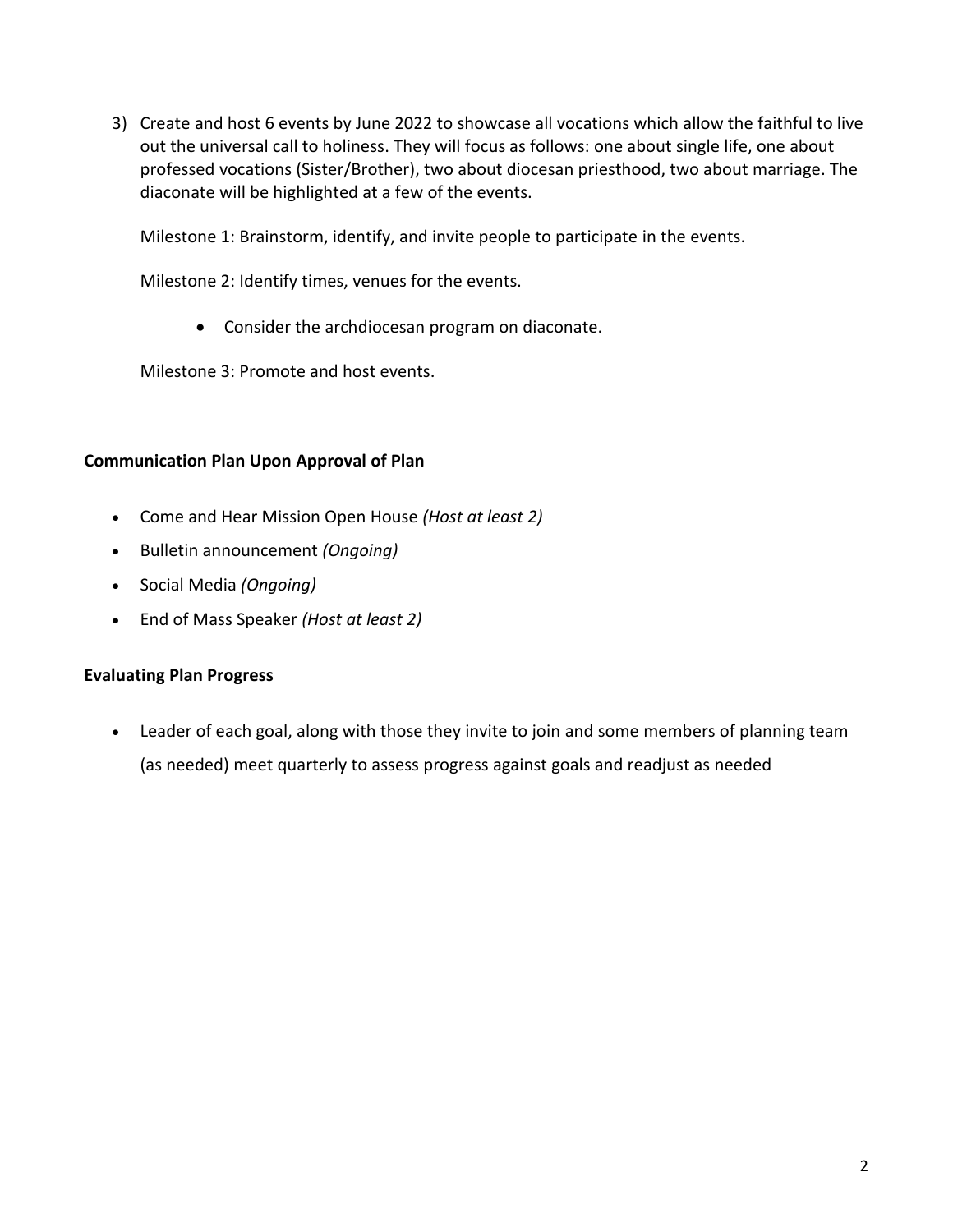3) Create and host 6 events by June 2022 to showcase all vocations which allow the faithful to live out the universal call to holiness. They will focus as follows: one about single life, one about professed vocations (Sister/Brother), two about diocesan priesthood, two about marriage. The diaconate will be highlighted at a few of the events.

   Milestone 1: Brainstorm, identify, and invite people to participate in the events.

   Milestone 2: Identify times, venues for the events.

   - Consider the archdiocesan program on diaconate.

   Milestone 3: Promote and host events.

**Communication Plan Upon Approval of Plan**

- Come and Hear Mission Open House *(Host at least 2)*
- Bulletin announcement *(Ongoing)*
- Social Media *(Ongoing)*
- End of Mass Speaker *(Host at least 2)*

**Evaluating Plan Progress**

- Leader of each goal, along with those they invite to join and some members of planning team (as needed) meet quarterly to assess progress against goals and readjust as needed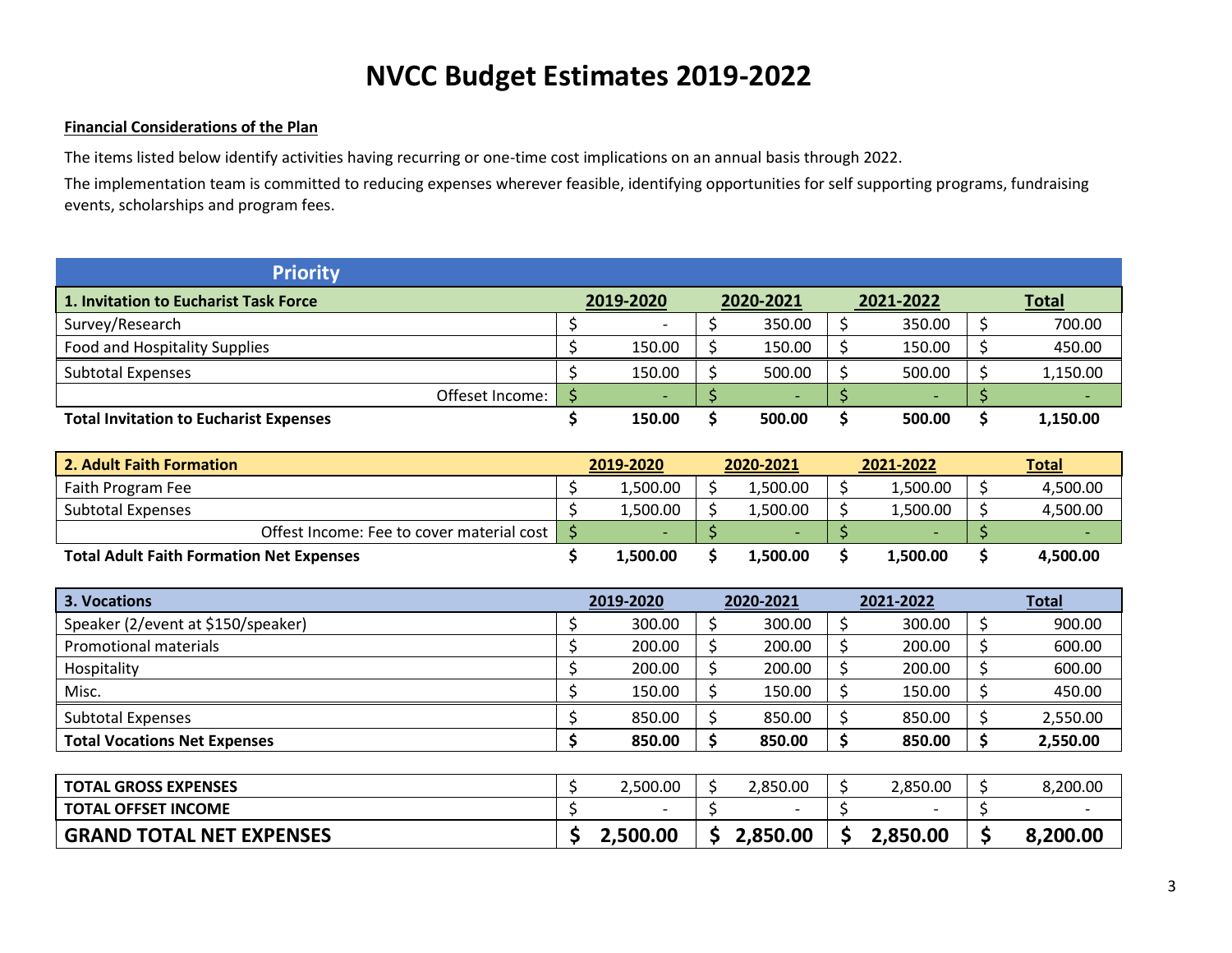# NVCC Budget Estimates 2019-2022

**Financial Considerations of the Plan**

The items listed below identify activities having recurring or one-time cost implications on an annual basis through 2022.

The implementation team is committed to reducing expenses wherever feasible, identifying opportunities for self supporting programs, fundraising events, scholarships and program fees.

| Priority | | | | |
|---|---|---|---|---|
| **1. Invitation to Eucharist Task Force** | **2019-2020** | **2020-2021** | **2021-2022** | **Total** |
| Survey/Research | $ - | $ 350.00 | $ 350.00 | $ 700.00 |
| Food and Hospitality Supplies | $ 150.00 | $ 150.00 | $ 150.00 | $ 450.00 |
| Subtotal Expenses | $ 150.00 | $ 500.00 | $ 500.00 | $ 1,150.00 |
| Offeset Income: | $ - | $ - | $ - | $ - |
| **Total Invitation to Eucharist Expenses** | **$ 150.00** | **$ 500.00** | **$ 500.00** | **$ 1,150.00** |

| **2. Adult Faith Formation** | **2019-2020** | **2020-2021** | **2021-2022** | **Total** |
|---|---|---|---|---|
| Faith Program Fee | $ 1,500.00 | $ 1,500.00 | $ 1,500.00 | $ 4,500.00 |
| Subtotal Expenses | $ 1,500.00 | $ 1,500.00 | $ 1,500.00 | $ 4,500.00 |
| Offest Income: Fee to cover material cost | $ - | $ - | $ - | $ - |
| **Total Adult Faith Formation Net Expenses** | **$ 1,500.00** | **$ 1,500.00** | **$ 1,500.00** | **$ 4,500.00** |

| **3. Vocations** | **2019-2020** | **2020-2021** | **2021-2022** | **Total** |
|---|---|---|---|---|
| Speaker (2/event at $150/speaker) | $ 300.00 | $ 300.00 | $ 300.00 | $ 900.00 |
| Promotional materials | $ 200.00 | $ 200.00 | $ 200.00 | $ 600.00 |
| Hospitality | $ 200.00 | $ 200.00 | $ 200.00 | $ 600.00 |
| Misc. | $ 150.00 | $ 150.00 | $ 150.00 | $ 450.00 |
| Subtotal Expenses | $ 850.00 | $ 850.00 | $ 850.00 | $ 2,550.00 |
| **Total Vocations Net Expenses** | **$ 850.00** | **$ 850.00** | **$ 850.00** | **$ 2,550.00** |

| | | | | |
|---|---|---|---|---|
| **TOTAL GROSS EXPENSES** | $ 2,500.00 | $ 2,850.00 | $ 2,850.00 | $ 8,200.00 |
| **TOTAL OFFSET INCOME** | $ - | $ - | $ - | $ - |
| **GRAND TOTAL NET EXPENSES** | **$ 2,500.00** | **$ 2,850.00** | **$ 2,850.00** | **$ 8,200.00** |